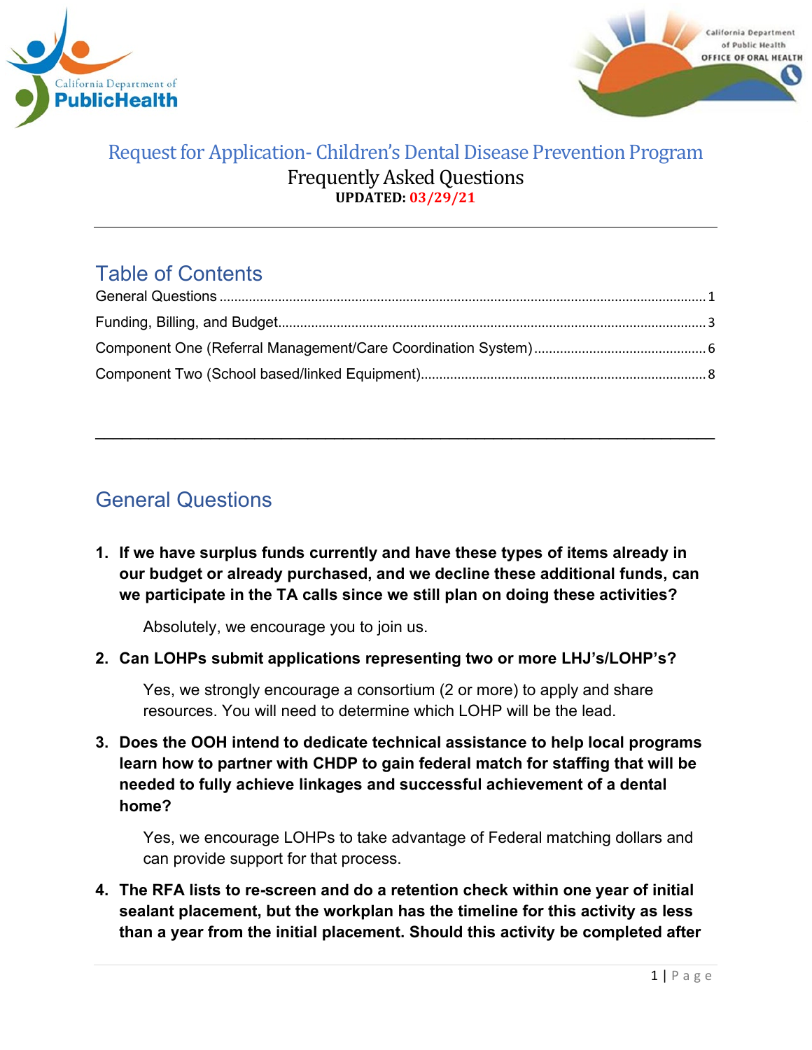# Request for Application- Children's Dental Disease Prevention Program

## Frequently Asked Questions

**UPDATED: 03/29/21**

---

## Table of Contents

General Questions ..... 1
Funding, Billing, and Budget ..... 3
Component One (Referral Management/Care Coordination System) ..... 6
Component Two (School based/linked Equipment) ..... 8

---

## General Questions

1. **If we have surplus funds currently and have these types of items already in our budget or already purchased, and we decline these additional funds, can we participate in the TA calls since we still plan on doing these activities?**

   Absolutely, we encourage you to join us.

2. **Can LOHPs submit applications representing two or more LHJ's/LOHP's?**

   Yes, we strongly encourage a consortium (2 or more) to apply and share resources. You will need to determine which LOHP will be the lead.

3. **Does the OOH intend to dedicate technical assistance to help local programs learn how to partner with CHDP to gain federal match for staffing that will be needed to fully achieve linkages and successful achievement of a dental home?**

   Yes, we encourage LOHPs to take advantage of Federal matching dollars and can provide support for that process.

4. **The RFA lists to re-screen and do a retention check within one year of initial sealant placement, but the workplan has the timeline for this activity as less than a year from the initial placement. Should this activity be completed after**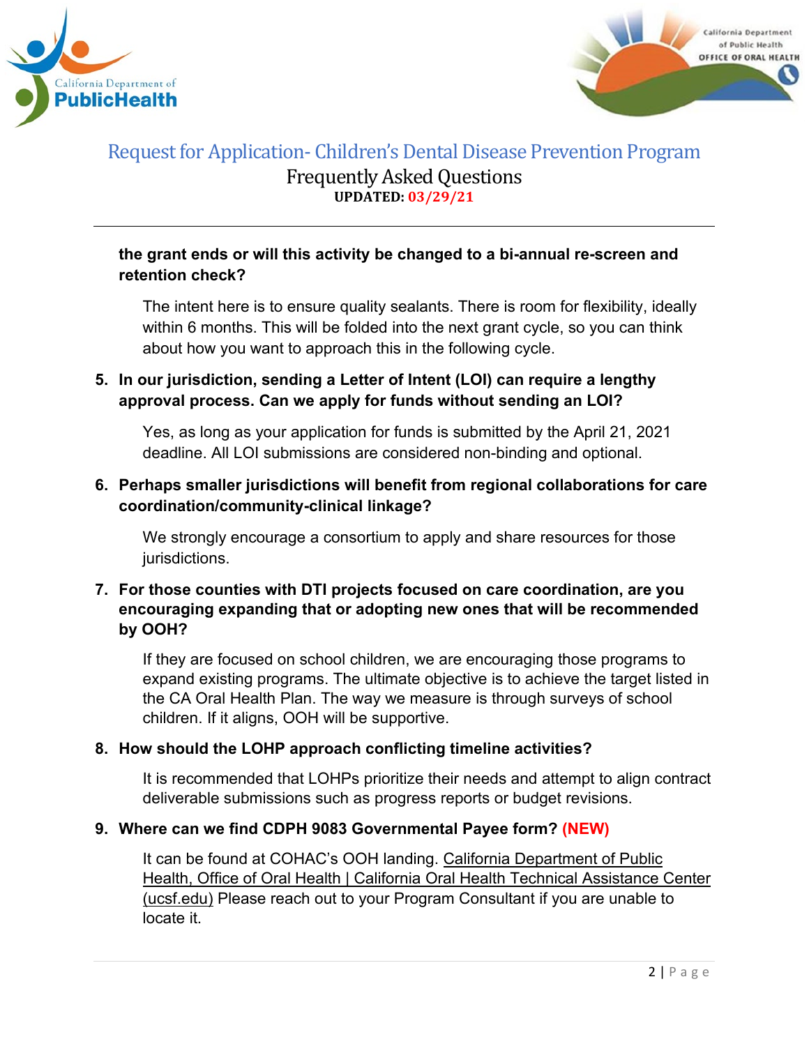**the grant ends or will this activity be changed to a bi-annual re-screen and retention check?**

The intent here is to ensure quality sealants. There is room for flexibility, ideally within 6 months. This will be folded into the next grant cycle, so you can think about how you want to approach this in the following cycle.

5. **In our jurisdiction, sending a Letter of Intent (LOI) can require a lengthy approval process. Can we apply for funds without sending an LOI?**

   Yes, as long as your application for funds is submitted by the April 21, 2021 deadline. All LOI submissions are considered non-binding and optional.

6. **Perhaps smaller jurisdictions will benefit from regional collaborations for care coordination/community-clinical linkage?**

   We strongly encourage a consortium to apply and share resources for those jurisdictions.

7. **For those counties with DTI projects focused on care coordination, are you encouraging expanding that or adopting new ones that will be recommended by OOH?**

   If they are focused on school children, we are encouraging those programs to expand existing programs. The ultimate objective is to achieve the target listed in the CA Oral Health Plan. The way we measure is through surveys of school children. If it aligns, OOH will be supportive.

8. **How should the LOHP approach conflicting timeline activities?**

   It is recommended that LOHPs prioritize their needs and attempt to align contract deliverable submissions such as progress reports or budget revisions.

9. **Where can we find CDPH 9083 Governmental Payee form? (NEW)**

   It can be found at COHAC's OOH landing. California Department of Public Health, Office of Oral Health | California Oral Health Technical Assistance Center (ucsf.edu) Please reach out to your Program Consultant if you are unable to locate it.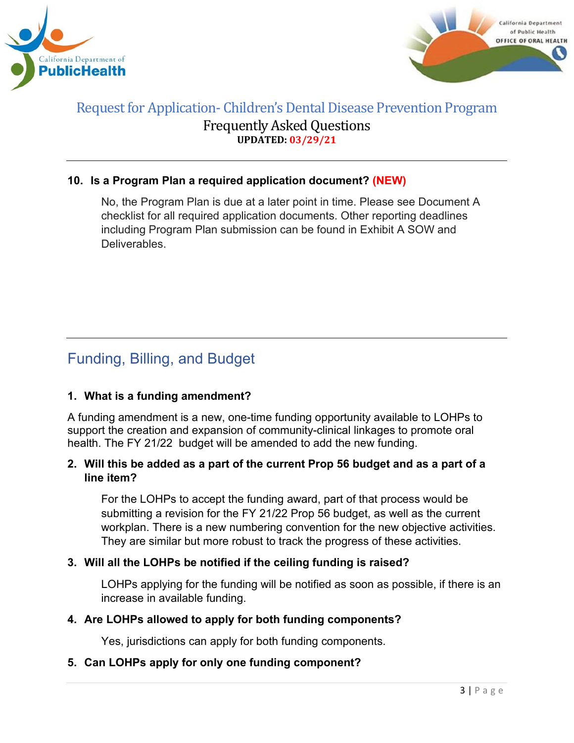**10. Is a Program Plan a required application document? (NEW)**

No, the Program Plan is due at a later point in time. Please see Document A checklist for all required application documents. Other reporting deadlines including Program Plan submission can be found in Exhibit A SOW and Deliverables.

## Funding, Billing, and Budget

**1. What is a funding amendment?**

A funding amendment is a new, one-time funding opportunity available to LOHPs to support the creation and expansion of community-clinical linkages to promote oral health. The FY 21/22 budget will be amended to add the new funding.

**2. Will this be added as a part of the current Prop 56 budget and as a part of a line item?**

For the LOHPs to accept the funding award, part of that process would be submitting a revision for the FY 21/22 Prop 56 budget, as well as the current workplan. There is a new numbering convention for the new objective activities. They are similar but more robust to track the progress of these activities.

**3. Will all the LOHPs be notified if the ceiling funding is raised?**

LOHPs applying for the funding will be notified as soon as possible, if there is an increase in available funding.

**4. Are LOHPs allowed to apply for both funding components?**

Yes, jurisdictions can apply for both funding components.

**5. Can LOHPs apply for only one funding component?**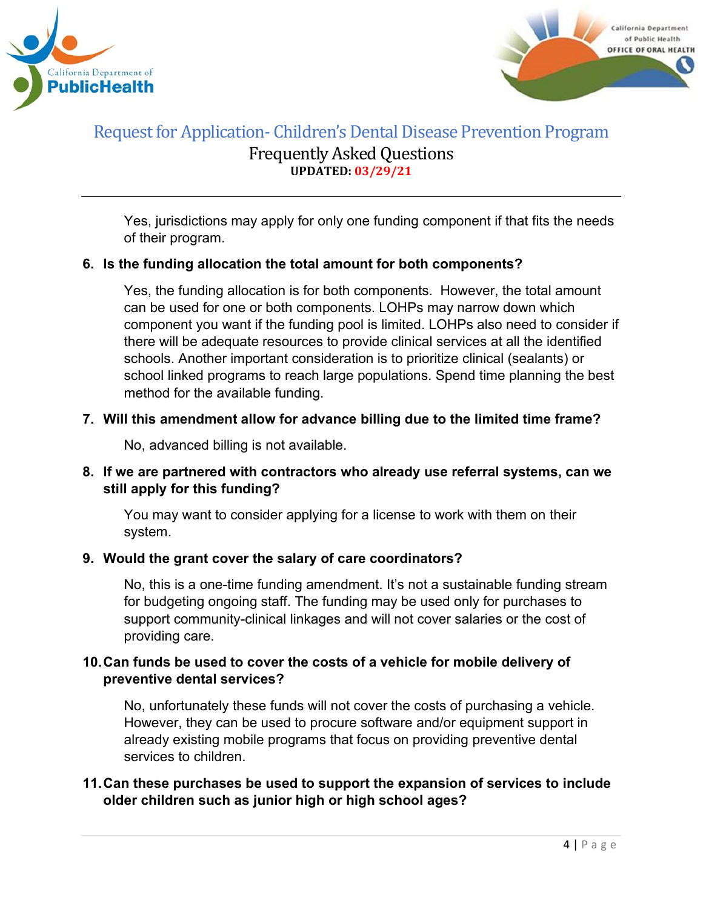Yes, jurisdictions may apply for only one funding component if that fits the needs of their program.

6. **Is the funding allocation the total amount for both components?**

   Yes, the funding allocation is for both components. However, the total amount can be used for one or both components. LOHPs may narrow down which component you want if the funding pool is limited. LOHPs also need to consider if there will be adequate resources to provide clinical services at all the identified schools. Another important consideration is to prioritize clinical (sealants) or school linked programs to reach large populations. Spend time planning the best method for the available funding.

7. **Will this amendment allow for advance billing due to the limited time frame?**

   No, advanced billing is not available.

8. **If we are partnered with contractors who already use referral systems, can we still apply for this funding?**

   You may want to consider applying for a license to work with them on their system.

9. **Would the grant cover the salary of care coordinators?**

   No, this is a one-time funding amendment. It's not a sustainable funding stream for budgeting ongoing staff. The funding may be used only for purchases to support community-clinical linkages and will not cover salaries or the cost of providing care.

10. **Can funds be used to cover the costs of a vehicle for mobile delivery of preventive dental services?**

    No, unfortunately these funds will not cover the costs of purchasing a vehicle. However, they can be used to procure software and/or equipment support in already existing mobile programs that focus on providing preventive dental services to children.

11. **Can these purchases be used to support the expansion of services to include older children such as junior high or high school ages?**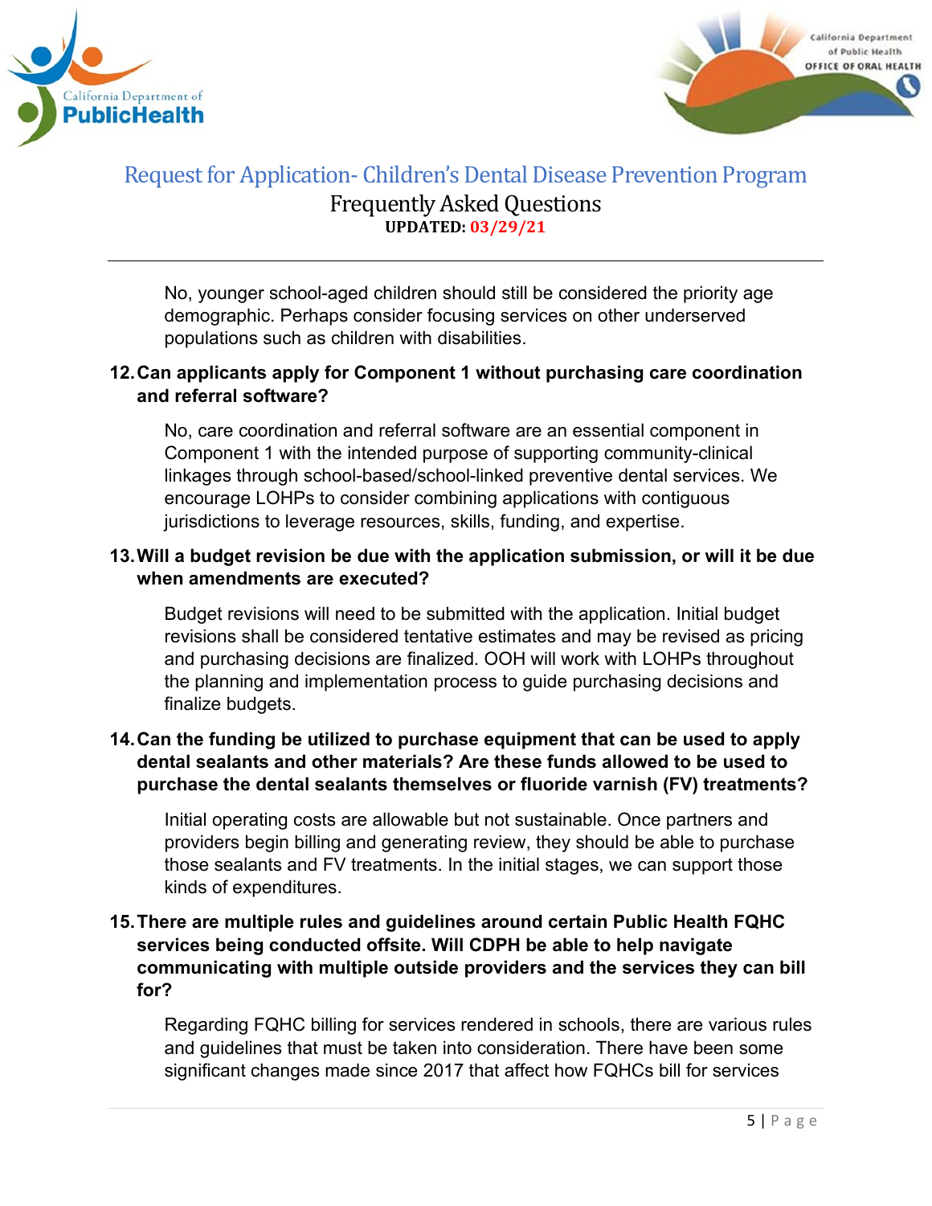No, younger school-aged children should still be considered the priority age demographic. Perhaps consider focusing services on other underserved populations such as children with disabilities.

**12. Can applicants apply for Component 1 without purchasing care coordination and referral software?**

No, care coordination and referral software are an essential component in Component 1 with the intended purpose of supporting community-clinical linkages through school-based/school-linked preventive dental services. We encourage LOHPs to consider combining applications with contiguous jurisdictions to leverage resources, skills, funding, and expertise.

**13. Will a budget revision be due with the application submission, or will it be due when amendments are executed?**

Budget revisions will need to be submitted with the application. Initial budget revisions shall be considered tentative estimates and may be revised as pricing and purchasing decisions are finalized. OOH will work with LOHPs throughout the planning and implementation process to guide purchasing decisions and finalize budgets.

**14. Can the funding be utilized to purchase equipment that can be used to apply dental sealants and other materials? Are these funds allowed to be used to purchase the dental sealants themselves or fluoride varnish (FV) treatments?**

Initial operating costs are allowable but not sustainable. Once partners and providers begin billing and generating review, they should be able to purchase those sealants and FV treatments. In the initial stages, we can support those kinds of expenditures.

**15. There are multiple rules and guidelines around certain Public Health FQHC services being conducted offsite. Will CDPH be able to help navigate communicating with multiple outside providers and the services they can bill for?**

Regarding FQHC billing for services rendered in schools, there are various rules and guidelines that must be taken into consideration. There have been some significant changes made since 2017 that affect how FQHCs bill for services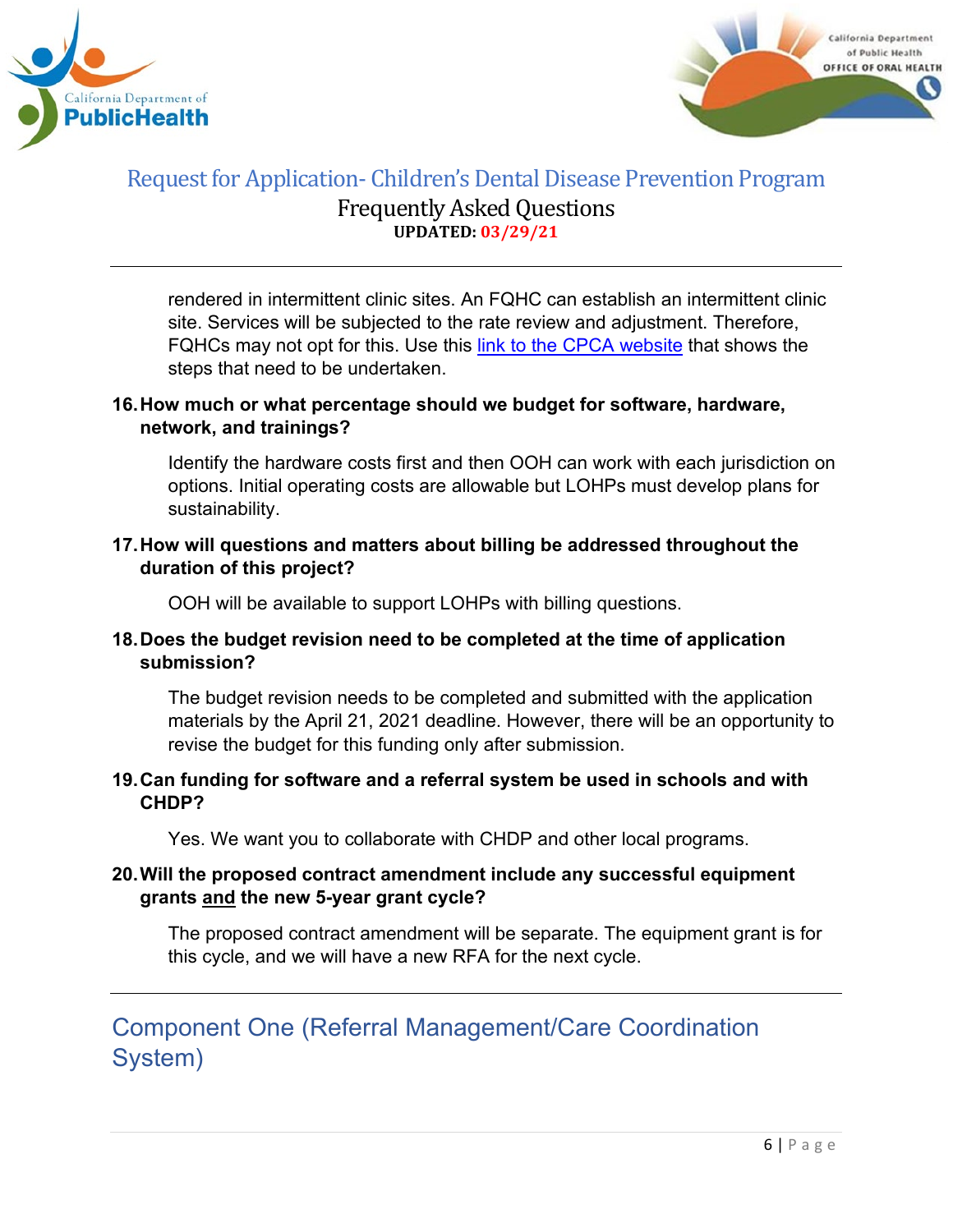rendered in intermittent clinic sites. An FQHC can establish an intermittent clinic site. Services will be subjected to the rate review and adjustment. Therefore, FQHCs may not opt for this. Use this link to the CPCA website that shows the steps that need to be undertaken.

**16. How much or what percentage should we budget for software, hardware, network, and trainings?**

Identify the hardware costs first and then OOH can work with each jurisdiction on options. Initial operating costs are allowable but LOHPs must develop plans for sustainability.

**17. How will questions and matters about billing be addressed throughout the duration of this project?**

OOH will be available to support LOHPs with billing questions.

**18. Does the budget revision need to be completed at the time of application submission?**

The budget revision needs to be completed and submitted with the application materials by the April 21, 2021 deadline. However, there will be an opportunity to revise the budget for this funding only after submission.

**19. Can funding for software and a referral system be used in schools and with CHDP?**

Yes. We want you to collaborate with CHDP and other local programs.

**20. Will the proposed contract amendment include any successful equipment grants and the new 5-year grant cycle?**

The proposed contract amendment will be separate. The equipment grant is for this cycle, and we will have a new RFA for the next cycle.

## Component One (Referral Management/Care Coordination System)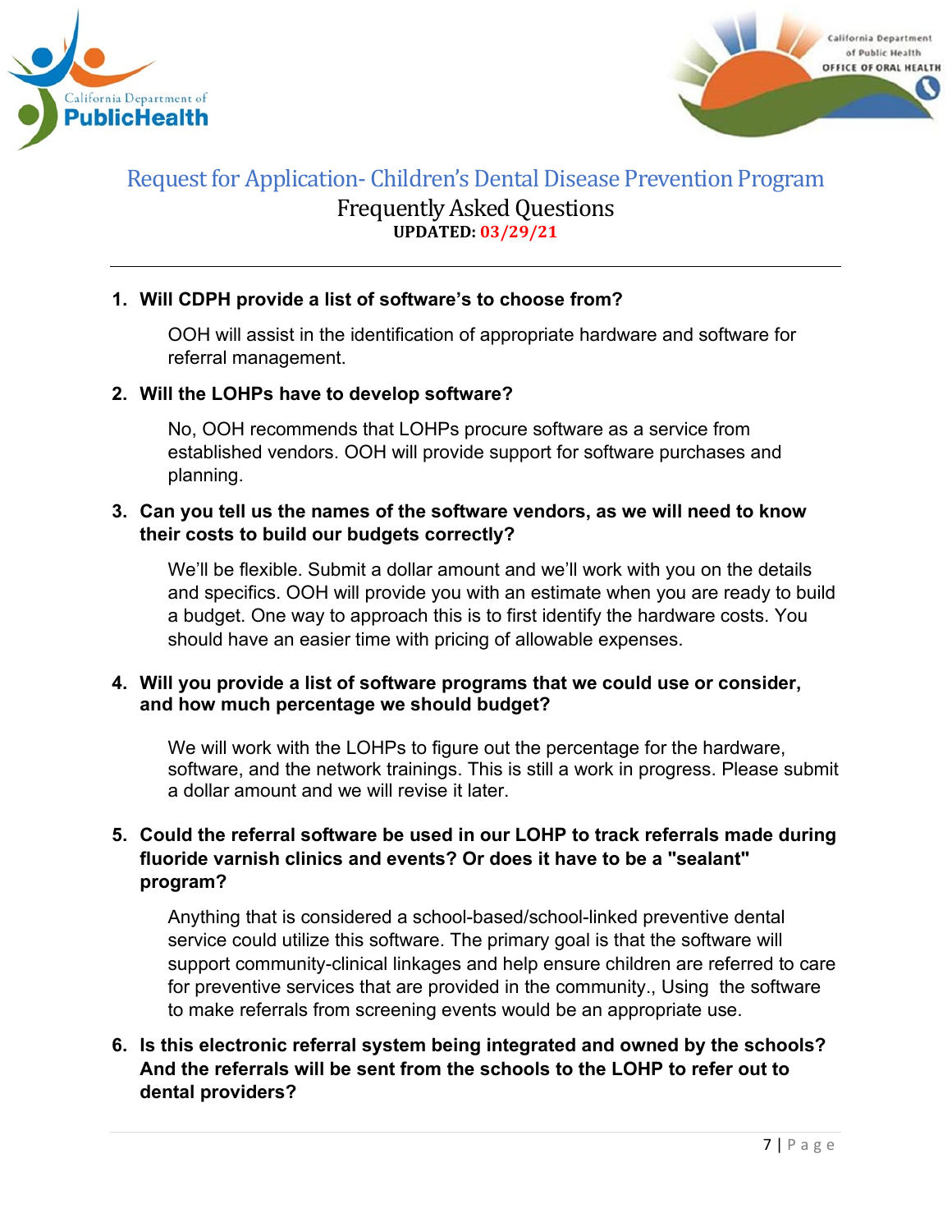# Request for Application- Children's Dental Disease Prevention Program

## Frequently Asked Questions

**UPDATED: 03/29/21**

1. **Will CDPH provide a list of software's to choose from?**

   OOH will assist in the identification of appropriate hardware and software for referral management.

2. **Will the LOHPs have to develop software?**

   No, OOH recommends that LOHPs procure software as a service from established vendors. OOH will provide support for software purchases and planning.

3. **Can you tell us the names of the software vendors, as we will need to know their costs to build our budgets correctly?**

   We'll be flexible. Submit a dollar amount and we'll work with you on the details and specifics. OOH will provide you with an estimate when you are ready to build a budget. One way to approach this is to first identify the hardware costs. You should have an easier time with pricing of allowable expenses.

4. **Will you provide a list of software programs that we could use or consider, and how much percentage we should budget?**

   We will work with the LOHPs to figure out the percentage for the hardware, software, and the network trainings. This is still a work in progress. Please submit a dollar amount and we will revise it later.

5. **Could the referral software be used in our LOHP to track referrals made during fluoride varnish clinics and events? Or does it have to be a "sealant" program?**

   Anything that is considered a school-based/school-linked preventive dental service could utilize this software. The primary goal is that the software will support community-clinical linkages and help ensure children are referred to care for preventive services that are provided in the community., Using the software to make referrals from screening events would be an appropriate use.

6. **Is this electronic referral system being integrated and owned by the schools? And the referrals will be sent from the schools to the LOHP to refer out to dental providers?**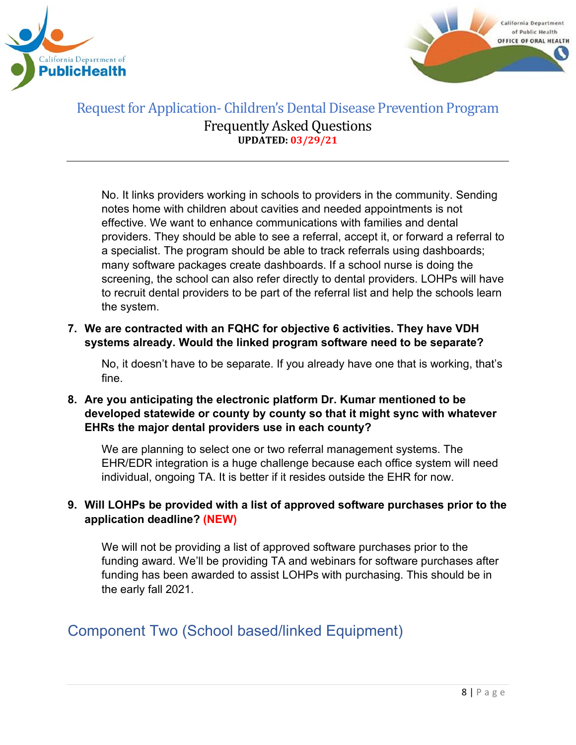No. It links providers working in schools to providers in the community. Sending notes home with children about cavities and needed appointments is not effective. We want to enhance communications with families and dental providers. They should be able to see a referral, accept it, or forward a referral to a specialist. The program should be able to track referrals using dashboards; many software packages create dashboards. If a school nurse is doing the screening, the school can also refer directly to dental providers. LOHPs will have to recruit dental providers to be part of the referral list and help the schools learn the system.

7. **We are contracted with an FQHC for objective 6 activities. They have VDH systems already. Would the linked program software need to be separate?**

   No, it doesn't have to be separate. If you already have one that is working, that's fine.

8. **Are you anticipating the electronic platform Dr. Kumar mentioned to be developed statewide or county by county so that it might sync with whatever EHRs the major dental providers use in each county?**

   We are planning to select one or two referral management systems. The EHR/EDR integration is a huge challenge because each office system will need individual, ongoing TA. It is better if it resides outside the EHR for now.

9. **Will LOHPs be provided with a list of approved software purchases prior to the application deadline? (NEW)**

   We will not be providing a list of approved software purchases prior to the funding award. We'll be providing TA and webinars for software purchases after funding has been awarded to assist LOHPs with purchasing. This should be in the early fall 2021.

## Component Two (School based/linked Equipment)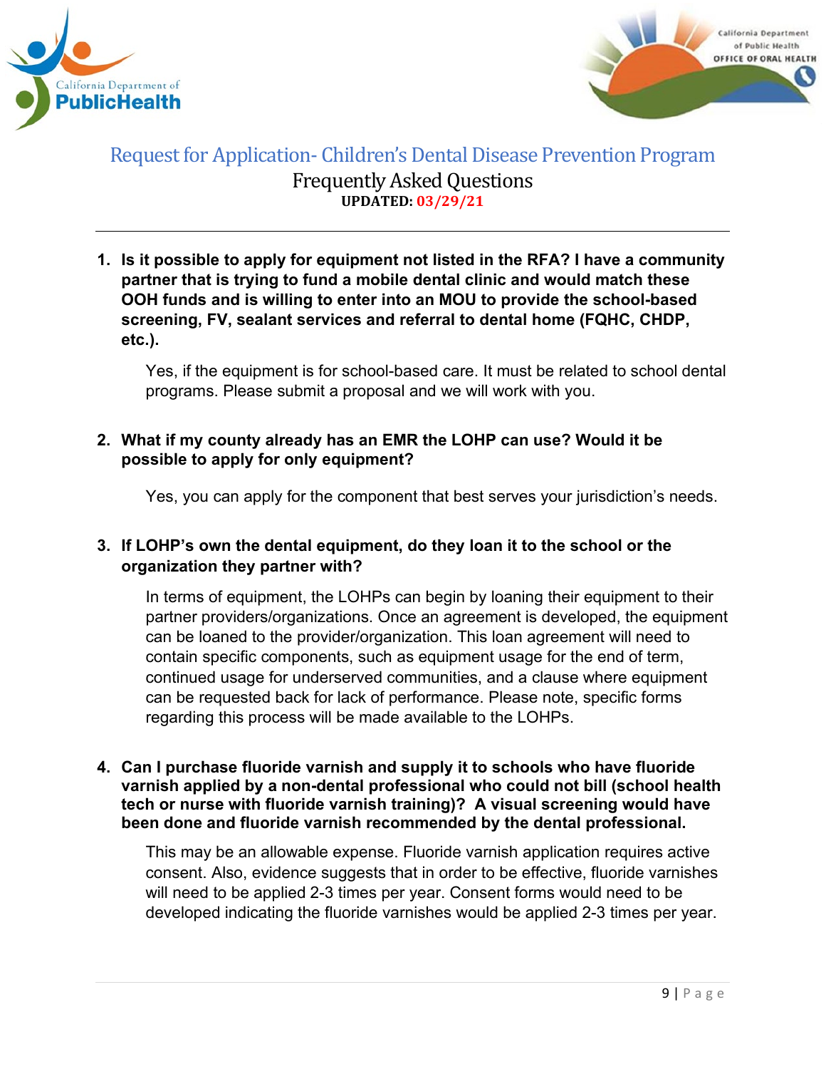# Request for Application- Children's Dental Disease Prevention Program

## Frequently Asked Questions

**UPDATED: 03/29/21**

---

1. **Is it possible to apply for equipment not listed in the RFA? I have a community partner that is trying to fund a mobile dental clinic and would match these OOH funds and is willing to enter into an MOU to provide the school-based screening, FV, sealant services and referral to dental home (FQHC, CHDP, etc.).**

   Yes, if the equipment is for school-based care. It must be related to school dental programs. Please submit a proposal and we will work with you.

2. **What if my county already has an EMR the LOHP can use? Would it be possible to apply for only equipment?**

   Yes, you can apply for the component that best serves your jurisdiction's needs.

3. **If LOHP's own the dental equipment, do they loan it to the school or the organization they partner with?**

   In terms of equipment, the LOHPs can begin by loaning their equipment to their partner providers/organizations. Once an agreement is developed, the equipment can be loaned to the provider/organization. This loan agreement will need to contain specific components, such as equipment usage for the end of term, continued usage for underserved communities, and a clause where equipment can be requested back for lack of performance. Please note, specific forms regarding this process will be made available to the LOHPs.

4. **Can I purchase fluoride varnish and supply it to schools who have fluoride varnish applied by a non-dental professional who could not bill (school health tech or nurse with fluoride varnish training)? A visual screening would have been done and fluoride varnish recommended by the dental professional.**

   This may be an allowable expense. Fluoride varnish application requires active consent. Also, evidence suggests that in order to be effective, fluoride varnishes will need to be applied 2-3 times per year. Consent forms would need to be developed indicating the fluoride varnishes would be applied 2-3 times per year.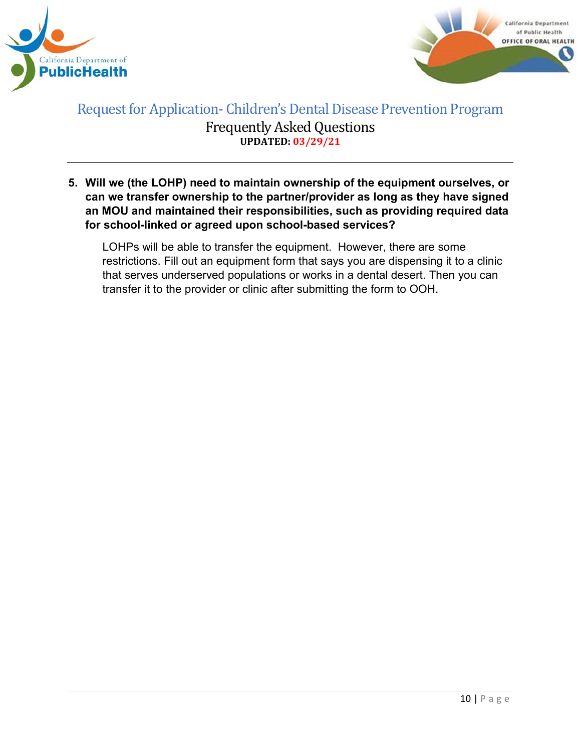5. **Will we (the LOHP) need to maintain ownership of the equipment ourselves, or can we transfer ownership to the partner/provider as long as they have signed an MOU and maintained their responsibilities, such as providing required data for school-linked or agreed upon school-based services?**

   LOHPs will be able to transfer the equipment. However, there are some restrictions. Fill out an equipment form that says you are dispensing it to a clinic that serves underserved populations or works in a dental desert. Then you can transfer it to the provider or clinic after submitting the form to OOH.